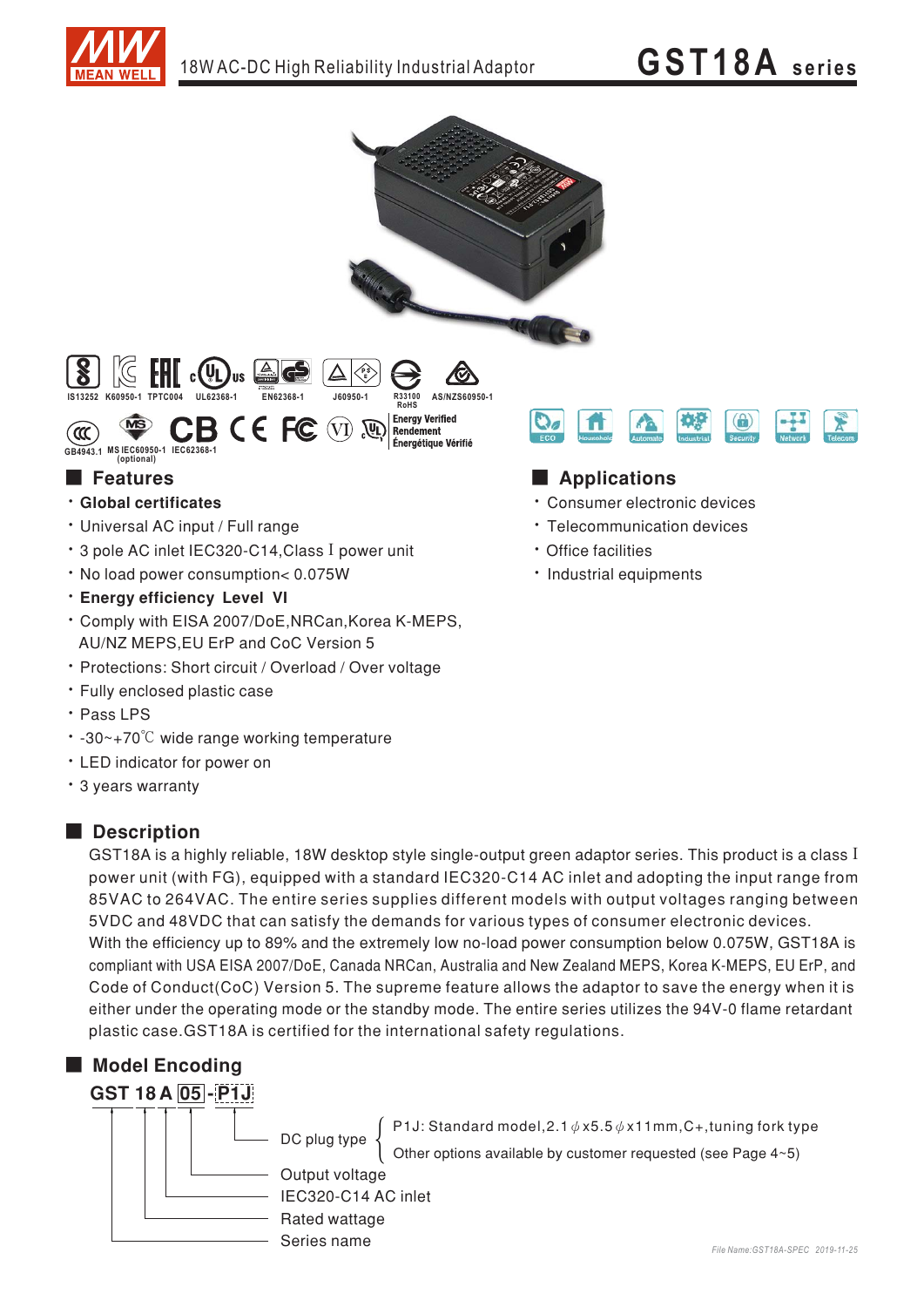18W AC-DC High Reliability Industrial Adaptor

# GST18A series

IS13252 K60950-1 TPTC004 UL62368-1 EN62368-1 J60950-1 R33100 RoHS AS/NZS60950-1

GB4943.1 MS IEC60950-1 (optional) IEC62368-1 Energy Verified Rendement Énergétique Vérifié

ECO Household Automation Industrial Security Network Telecom

## Features

- **Global certificates**
- Universal AC input / Full range
- 3 pole AC inlet IEC320-C14,Class I power unit
- No load power consumption< 0.075W
- **Energy efficiency Level VI**
- Comply with EISA 2007/DoE,NRCan,Korea K-MEPS, AU/NZ MEPS,EU ErP and CoC Version 5
- Protections: Short circuit / Overload / Over voltage
- Fully enclosed plastic case
- Pass LPS
- -30~+70℃ wide range working temperature
- LED indicator for power on
- 3 years warranty

## Applications

- Consumer electronic devices
- Telecommunication devices
- Office facilities
- Industrial equipments

## Description

GST18A is a highly reliable, 18W desktop style single-output green adaptor series. This product is a class I power unit (with FG), equipped with a standard IEC320-C14 AC inlet and adopting the input range from 85VAC to 264VAC. The entire series supplies different models with output voltages ranging between 5VDC and 48VDC that can satisfy the demands for various types of consumer electronic devices.

With the efficiency up to 89% and the extremely low no-load power consumption below 0.075W, GST18A is compliant with USA EISA 2007/DoE, Canada NRCan, Australia and New Zealand MEPS, Korea K-MEPS, EU ErP, and Code of Conduct(CoC) Version 5. The supreme feature allows the adaptor to save the energy when it is either under the operating mode or the standby mode. The entire series utilizes the 94V-0 flame retardant plastic case.GST18A is certified for the international safety regulations.

## Model Encoding

**GST 18 A 05 - P1J**

- DC plug type
  - P1J: Standard model,2.1φx5.5φx11mm,C+,tuning fork type
  - Other options available by customer requested (see Page 4~5)
- Output voltage
- IEC320-C14 AC inlet
- Rated wattage
- Series name

File Name:GST18A-SPEC 2019-11-25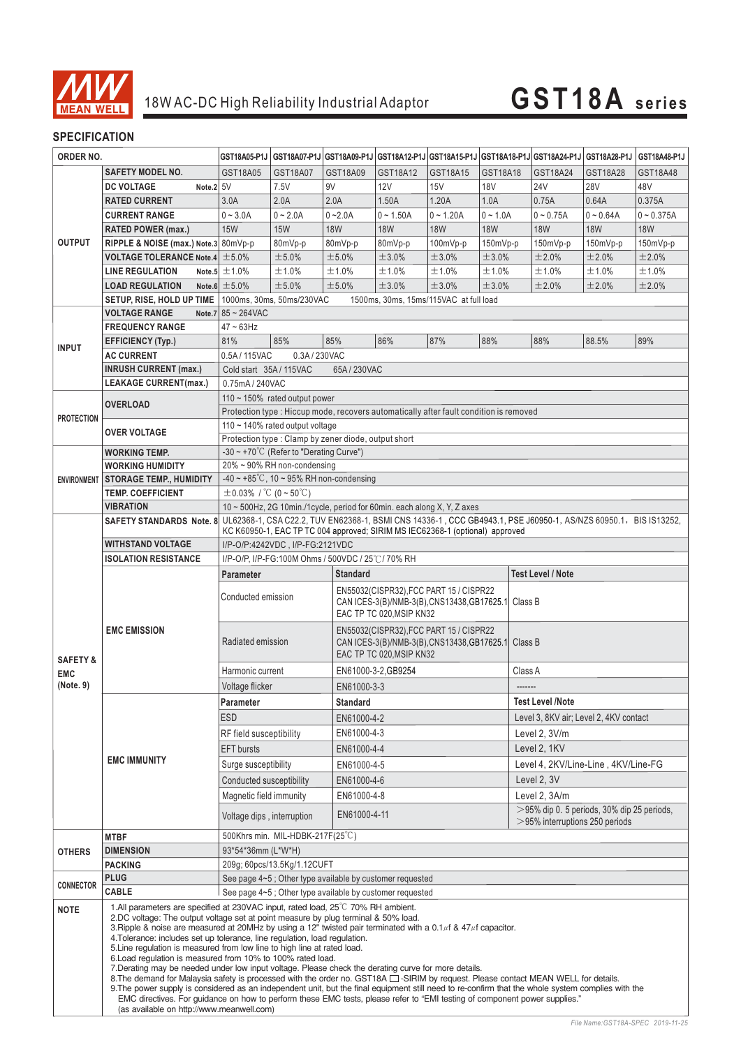# 18W AC-DC High Reliability Industrial Adaptor

## GST18A series

### SPECIFICATION

| ORDER NO. | | GST18A05-P1J | GST18A07-P1J | GST18A09-P1J | GST18A12-P1J | GST18A15-P1J | GST18A18-P1J | GST18A24-P1J | GST18A28-P1J | GST18A48-P1J |
|---|---|---|---|---|---|---|---|---|---|---|
| OUTPUT | SAFETY MODEL NO. | GST18A05 | GST18A07 | GST18A09 | GST18A12 | GST18A15 | GST18A18 | GST18A24 | GST18A28 | GST18A48 |
| | DC VOLTAGE Note.2 | 5V | 7.5V | 9V | 12V | 15V | 18V | 24V | 28V | 48V |
| | RATED CURRENT | 3.0A | 2.0A | 2.0A | 1.50A | 1.20A | 1.0A | 0.75A | 0.64A | 0.375A |
| | CURRENT RANGE | 0 ~ 3.0A | 0 ~ 2.0A | 0 ~2.0A | 0 ~ 1.50A | 0 ~ 1.20A | 0 ~ 1.0A | 0 ~ 0.75A | 0 ~ 0.64A | 0 ~ 0.375A |
| | RATED POWER (max.) | 15W | 15W | 18W | 18W | 18W | 18W | 18W | 18W | 18W |
| | RIPPLE & NOISE (max.) Note.3 | 80mVp-p | 80mVp-p | 80mVp-p | 80mVp-p | 100mVp-p | 150mVp-p | 150mVp-p | 150mVp-p | 150mVp-p |
| | VOLTAGE TOLERANCE Note.4 | ±5.0% | ±5.0% | ±5.0% | ±3.0% | ±3.0% | ±3.0% | ±2.0% | ±2.0% | ±2.0% |
| | LINE REGULATION Note.5 | ±1.0% | ±1.0% | ±1.0% | ±1.0% | ±1.0% | ±1.0% | ±1.0% | ±1.0% | ±1.0% |
| | LOAD REGULATION Note.6 | ±5.0% | ±5.0% | ±5.0% | ±3.0% | ±3.0% | ±3.0% | ±2.0% | ±2.0% | ±2.0% |
| | SETUP, RISE, HOLD UP TIME | 1000ms, 30ms, 50ms/230VAC 1500ms, 30ms, 15ms/115VAC at full load | | | | | | | | |
| INPUT | VOLTAGE RANGE Note.7 | 85 ~ 264VAC | | | | | | | | |
| | FREQUENCY RANGE | 47 ~ 63Hz | | | | | | | | |
| | EFFICIENCY (Typ.) | 81% | 85% | 85% | 86% | 87% | 88% | 88% | 88.5% | 89% |
| | AC CURRENT | 0.5A / 115VAC 0.3A / 230VAC | | | | | | | | |
| | INRUSH CURRENT (max.) | Cold start 35A / 115VAC 65A / 230VAC | | | | | | | | |
| | LEAKAGE CURRENT(max.) | 0.75mA / 240VAC | | | | | | | | |
| PROTECTION | OVERLOAD | 110 ~ 150% rated output power<br>Protection type : Hiccup mode, recovers automatically after fault condition is removed | | | | | | | | |
| | OVER VOLTAGE | 110 ~ 140% rated output voltage<br>Protection type : Clamp by zener diode, output short | | | | | | | | |
| ENVIRONMENT | WORKING TEMP. | -30 ~ +70℃ (Refer to "Derating Curve") | | | | | | | | |
| | WORKING HUMIDITY | 20% ~ 90% RH non-condensing | | | | | | | | |
| | STORAGE TEMP., HUMIDITY | -40 ~ +85℃, 10 ~ 95% RH non-condensing | | | | | | | | |
| | TEMP. COEFFICIENT | ±0.03% / ℃ (0 ~ 50℃) | | | | | | | | |
| | VIBRATION | 10 ~ 500Hz, 2G 10min./1cycle, period for 60min. each along X, Y, Z axes | | | | | | | | |
| SAFETY & EMC (Note. 9) | SAFETY STANDARDS Note. 8 | UL62368-1, CSA C22.2, TUV EN62368-1, BSMI CNS 14336-1 , CCC GB4943.1, PSE J60950-1, AS/NZS 60950.1, BIS IS13252, KC K60950-1, EAC TP TC 004 approved; SIRIM MS IEC62368-1 (optional) approved | | | | | | | | |
| | WITHSTAND VOLTAGE | I/P-O/P:4242VDC , I/P-FG:2121VDC | | | | | | | | |
| | ISOLATION RESISTANCE | I/P-O/P, I/P-FG:100M Ohms / 500VDC / 25℃/ 70% RH | | | | | | | | |

**EMC EMISSION**

| Parameter | Standard | Test Level / Note |
|---|---|---|
| Conducted emission | EN55032(CISPR32),FCC PART 15 / CISPR22 CAN ICES-3(B)/NMB-3(B),CNS13438,GB17625.1 EAC TP TC 020,MSIP KN32 | Class B |
| Radiated emission | EN55032(CISPR32),FCC PART 15 / CISPR22 CAN ICES-3(B)/NMB-3(B),CNS13438,GB17625.1 EAC TP TC 020,MSIP KN32 | Class B |
| Harmonic current | EN61000-3-2,GB9254 | Class A |
| Voltage flicker | EN61000-3-3 | ------- |

**EMC IMMUNITY**

| Parameter | Standard | Test Level /Note |
|---|---|---|
| ESD | EN61000-4-2 | Level 3, 8KV air; Level 2, 4KV contact |
| RF field susceptibility | EN61000-4-3 | Level 2, 3V/m |
| EFT bursts | EN61000-4-4 | Level 2, 1KV |
| Surge susceptibility | EN61000-4-5 | Level 4, 2KV/Line-Line , 4KV/Line-FG |
| Conducted susceptibility | EN61000-4-6 | Level 2, 3V |
| Magnetic field immunity | EN61000-4-8 | Level 2, 3A/m |
| Voltage dips , interruption | EN61000-4-11 | >95% dip 0. 5 periods, 30% dip 25 periods, >95% interruptions 250 periods |

| | | |
|---|---|---|
| OTHERS | MTBF | 500Khrs min. MIL-HDBK-217F(25℃) |
| | DIMENSION | 93*54*36mm (L*W*H) |
| | PACKING | 209g; 60pcs/13.5Kg/1.12CUFT |
| CONNECTOR | PLUG | See page 4~5 ; Other type available by customer requested |
| | CABLE | See page 4~5 ; Other type available by customer requested |

**NOTE**

1. All parameters are specified at 230VAC input, rated load, 25℃ 70% RH ambient.
2. DC voltage: The output voltage set at point measure by plug terminal & 50% load.
3. Ripple & noise are measured at 20MHz by using a 12" twisted pair terminated with a 0.1µf & 47µf capacitor.
4. Tolerance: includes set up tolerance, line regulation, load regulation.
5. Line regulation is measured from low line to high line at rated load.
6. Load regulation is measured from 10% to 100% rated load.
7. Derating may be needed under low input voltage. Please check the derating curve for more details.
8. The demand for Malaysia safety is processed with the order no. GST18A ☐ -SIRIM by request. Please contact MEAN WELL for details.
9. The power supply is considered as an independent unit, but the final equipment still need to re-confirm that the whole system complies with the EMC directives. For guidance on how to perform these EMC tests, please refer to "EMI testing of component power supplies." (as available on http://www.meanwell.com)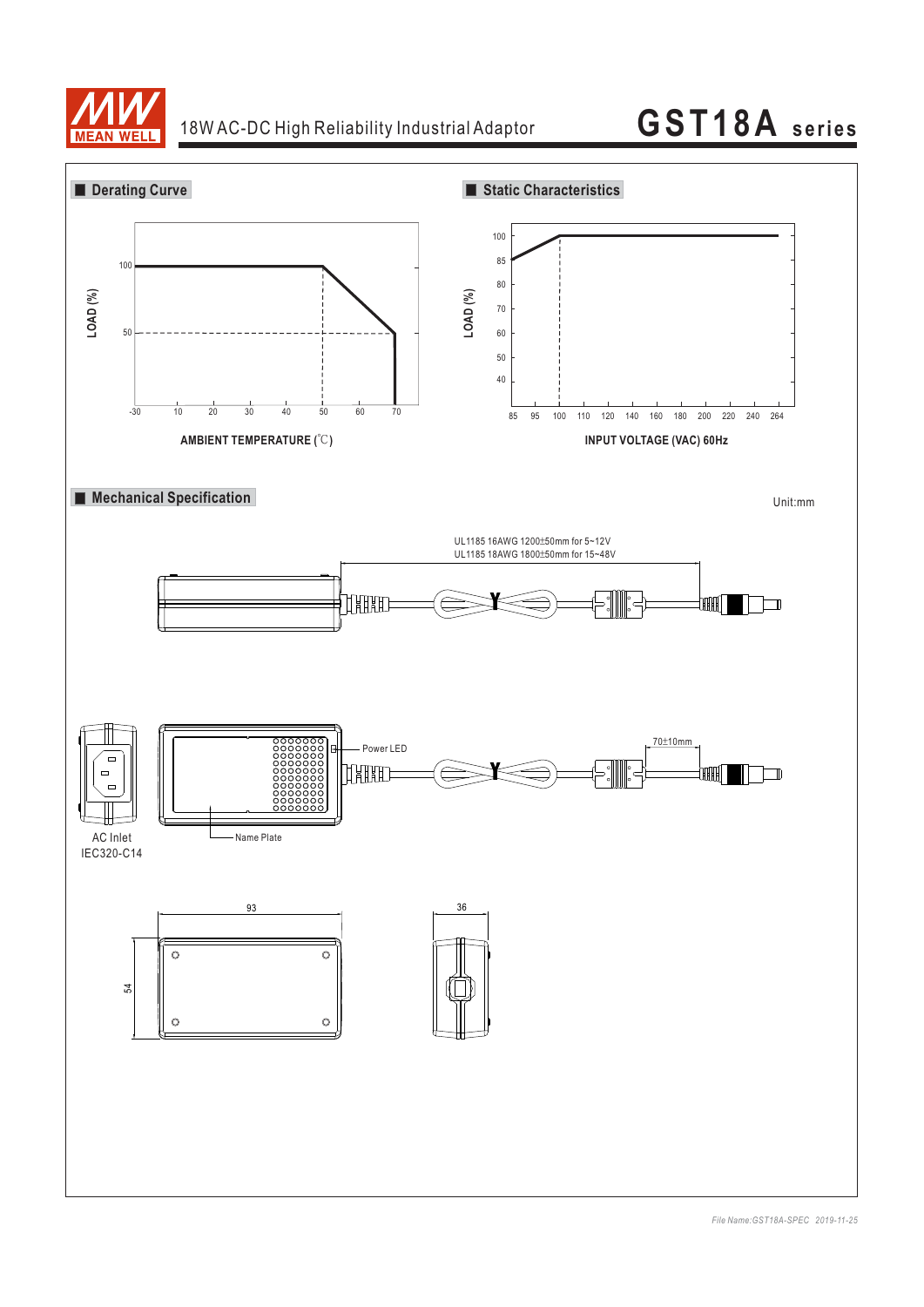# GST18A series

18W AC-DC High Reliability Industrial Adaptor

## Derating Curve

LOAD (%)

100

50

-30 10 20 30 40 50 60 70

AMBIENT TEMPERATURE (℃)

## Static Characteristics

LOAD (%)

100 85 80 70 60 50 40

85 95 100 110 120 140 160 180 200 220 240 264

INPUT VOLTAGE (VAC) 60Hz

## Mechanical Specification

Unit:mm

UL1185 16AWG 1200±50mm for 5~12V
UL1185 18AWG 1800±50mm for 15~48V

Power LED

70±10mm

AC Inlet
IEC320-C14

Name Plate

93

36

54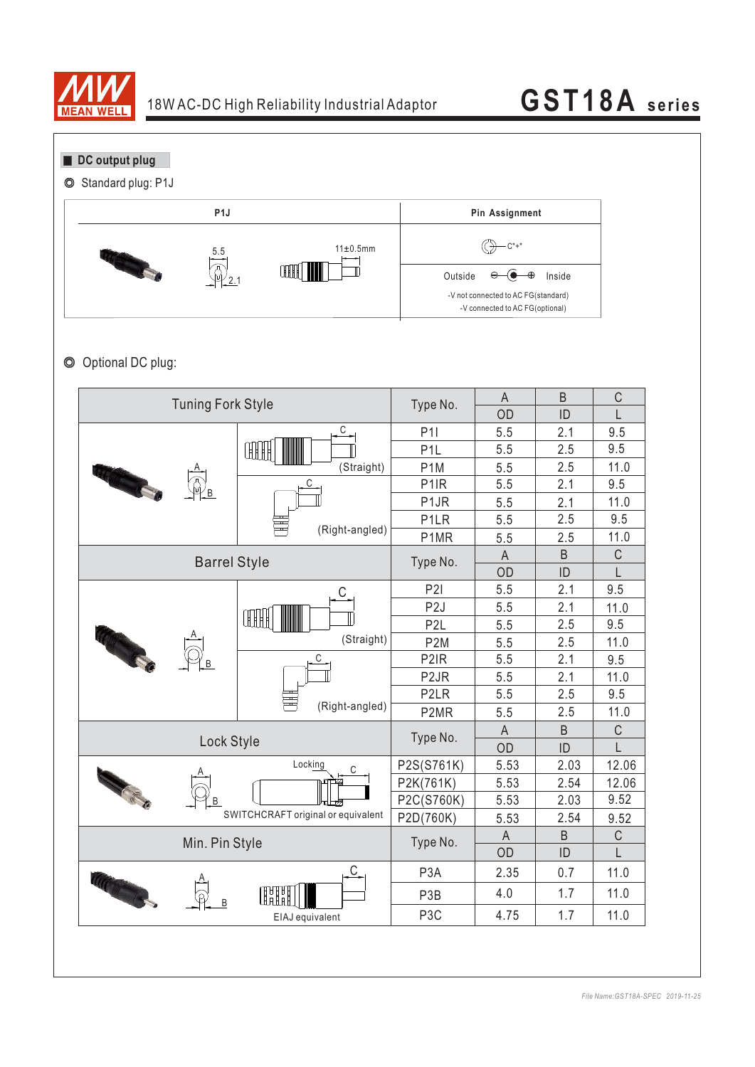## DC output plug

◎ Standard plug: P1J

| P1J | Pin Assignment |
|---|---|
| 5.5 / 2.1 / 11±0.5mm | C"+" |
| | Outside ⊖—◐—⊕ Inside |
| | -V not connected to AC FG(standard) <br> -V connected to AC FG(optional) |

◎ Optional DC plug:

| Tuning Fork Style | | Type No. | A | B | C |
|---|---|---|---|---|---|
| | | | OD | ID | L |
| | (Straight) | P1I | 5.5 | 2.1 | 9.5 |
| | (Straight) | P1L | 5.5 | 2.5 | 9.5 |
| | (Straight) | P1M | 5.5 | 2.5 | 11.0 |
| | (Right-angled) | P1IR | 5.5 | 2.1 | 9.5 |
| | (Right-angled) | P1JR | 5.5 | 2.1 | 11.0 |
| | (Right-angled) | P1LR | 5.5 | 2.5 | 9.5 |
| | (Right-angled) | P1MR | 5.5 | 2.5 | 11.0 |

| Barrel Style | | Type No. | A | B | C |
|---|---|---|---|---|---|
| | | | OD | ID | L |
| | (Straight) | P2I | 5.5 | 2.1 | 9.5 |
| | (Straight) | P2J | 5.5 | 2.1 | 11.0 |
| | (Straight) | P2L | 5.5 | 2.5 | 9.5 |
| | (Straight) | P2M | 5.5 | 2.5 | 11.0 |
| | (Right-angled) | P2IR | 5.5 | 2.1 | 9.5 |
| | (Right-angled) | P2JR | 5.5 | 2.1 | 11.0 |
| | (Right-angled) | P2LR | 5.5 | 2.5 | 9.5 |
| | (Right-angled) | P2MR | 5.5 | 2.5 | 11.0 |

| Lock Style | Type No. | A | B | C |
|---|---|---|---|---|
| | | OD | ID | L |
| Locking; SWITCHCRAFT original or equivalent | P2S(S761K) | 5.53 | 2.03 | 12.06 |
| | P2K(761K) | 5.53 | 2.54 | 12.06 |
| | P2C(S760K) | 5.53 | 2.03 | 9.52 |
| | P2D(760K) | 5.53 | 2.54 | 9.52 |

| Min. Pin Style | Type No. | A | B | C |
|---|---|---|---|---|
| | | OD | ID | L |
| EIAJ equivalent | P3A | 2.35 | 0.7 | 11.0 |
| | P3B | 4.0 | 1.7 | 11.0 |
| | P3C | 4.75 | 1.7 | 11.0 |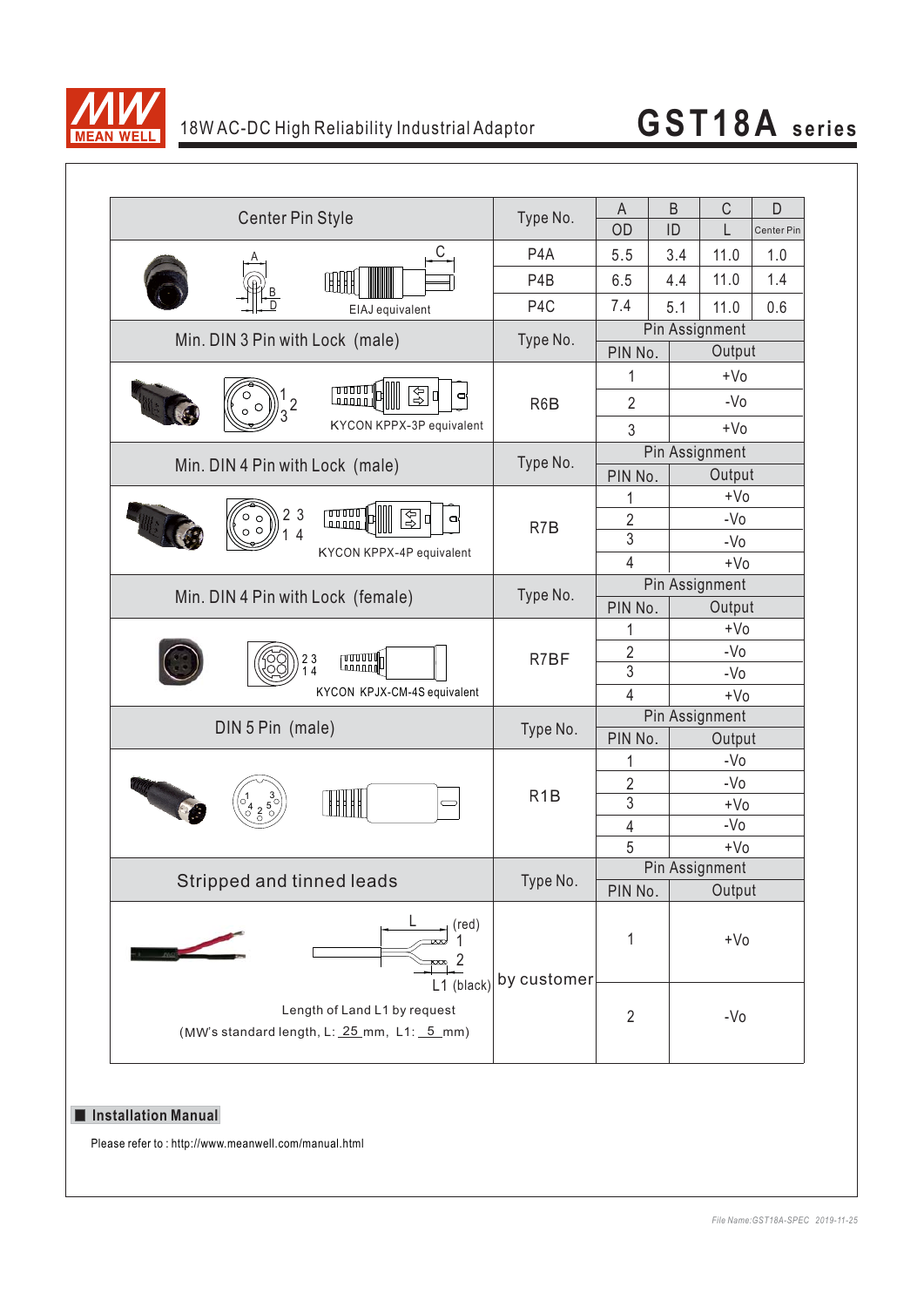# 18W AC-DC High Reliability Industrial Adaptor — GST18A series

| Center Pin Style | Type No. | A OD | B ID | C L | D Center Pin |
|---|---|---|---|---|---|
| EIAJ equivalent | P4A | 5.5 | 3.4 | 11.0 | 1.0 |
| | P4B | 6.5 | 4.4 | 11.0 | 1.4 |
| | P4C | 7.4 | 5.1 | 11.0 | 0.6 |

| Min. DIN 3 Pin with Lock (male) | Type No. | Pin Assignment PIN No. | Output |
|---|---|---|---|
| KYCON KPPX-3P equivalent | R6B | 1 | +Vo |
| | | 2 | -Vo |
| | | 3 | +Vo |

| Min. DIN 4 Pin with Lock (male) | Type No. | Pin Assignment PIN No. | Output |
|---|---|---|---|
| KYCON KPPX-4P equivalent | R7B | 1 | +Vo |
| | | 2 | -Vo |
| | | 3 | -Vo |
| | | 4 | +Vo |

| Min. DIN 4 Pin with Lock (female) | Type No. | Pin Assignment PIN No. | Output |
|---|---|---|---|
| KYCON KPJX-CM-4S equivalent | R7BF | 1 | +Vo |
| | | 2 | -Vo |
| | | 3 | -Vo |
| | | 4 | +Vo |

| DIN 5 Pin (male) | Type No. | Pin Assignment PIN No. | Output |
|---|---|---|---|
| | R1B | 1 | -Vo |
| | | 2 | -Vo |
| | | 3 | +Vo |
| | | 4 | -Vo |
| | | 5 | +Vo |

| Stripped and tinned leads | Type No. | Pin Assignment PIN No. | Output |
|---|---|---|---|
| L; 1 (red); 2; L1 (black) | by customer | 1 | +Vo |
| Length of Land L1 by request (MW's standard length, L: 25 mm, L1: 5 mm) | | 2 | -Vo |

## Installation Manual

Please refer to : http://www.meanwell.com/manual.html